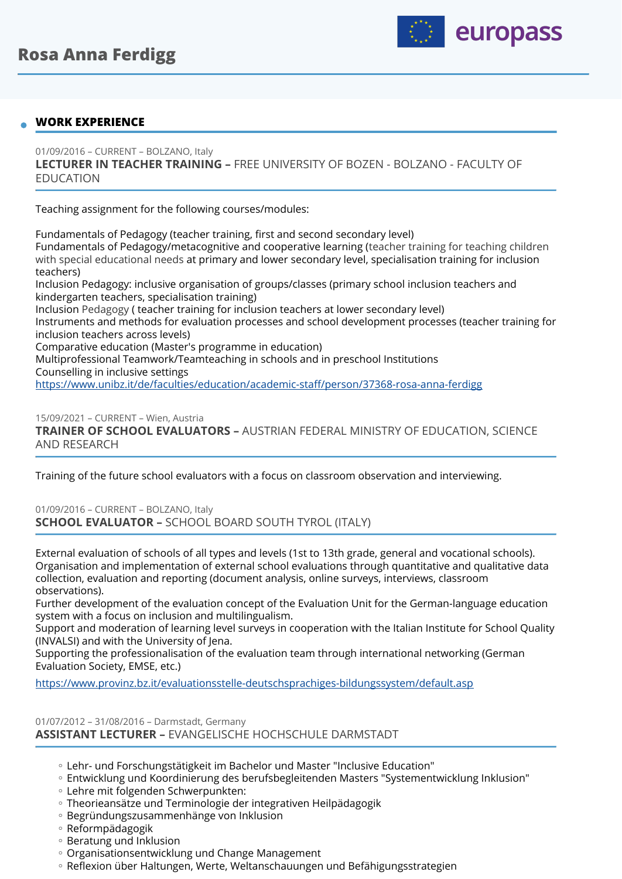# Rosa Anna Ferdigg

## WORK EXPERIENCE

01/09/2016 – CURRENT – BOLZANO, Italy

### LECTURER IN TEACHER TRAINING – FREE UNIVERSITY OF BOZEN - BOLZANO - FACULTY OF EDUCATION

Teaching assignment for the following courses/modules:

Fundamentals of Pedagogy (teacher training, first and second secondary level)
Fundamentals of Pedagogy/metacognitive and cooperative learning (teacher training for teaching children with special educational needs at primary and lower secondary level, specialisation training for inclusion teachers)
Inclusion Pedagogy: inclusive organisation of groups/classes (primary school inclusion teachers and kindergarten teachers, specialisation training)
Inclusion Pedagogy ( teacher training for inclusion teachers at lower secondary level)
Instruments and methods for evaluation processes and school development processes (teacher training for inclusion teachers across levels)
Comparative education (Master's programme in education)
Multiprofessional Teamwork/Teamteaching in schools and in preschool Institutions
Counselling in inclusive settings
https://www.unibz.it/de/faculties/education/academic-staff/person/37368-rosa-anna-ferdigg

15/09/2021 – CURRENT – Wien, Austria

### TRAINER OF SCHOOL EVALUATORS – AUSTRIAN FEDERAL MINISTRY OF EDUCATION, SCIENCE AND RESEARCH

Training of the future school evaluators with a focus on classroom observation and interviewing.

01/09/2016 – CURRENT – BOLZANO, Italy

### SCHOOL EVALUATOR – SCHOOL BOARD SOUTH TYROL (ITALY)

External evaluation of schools of all types and levels (1st to 13th grade, general and vocational schools).
Organisation and implementation of external school evaluations through quantitative and qualitative data collection, evaluation and reporting (document analysis, online surveys, interviews, classroom observations).
Further development of the evaluation concept of the Evaluation Unit for the German-language education system with a focus on inclusion and multilingualism.
Support and moderation of learning level surveys in cooperation with the Italian Institute for School Quality (INVALSI) and with the University of Jena.
Supporting the professionalisation of the evaluation team through international networking (German Evaluation Society, EMSE, etc.)

https://www.provinz.bz.it/evaluationsstelle-deutschsprachiges-bildungssystem/default.asp

01/07/2012 – 31/08/2016 – Darmstadt, Germany

### ASSISTANT LECTURER – EVANGELISCHE HOCHSCHULE DARMSTADT

- Lehr- und Forschungstätigkeit im Bachelor und Master "Inclusive Education"
- Entwicklung und Koordinierung des berufsbegleitenden Masters "Systementwicklung Inklusion"
- Lehre mit folgenden Schwerpunkten:
- Theorieansätze und Terminologie der integrativen Heilpädagogik
- Begründungszusammenhänge von Inklusion
- Reformpädagogik
- Beratung und Inklusion
- Organisationsentwicklung und Change Management
- Reflexion über Haltungen, Werte, Weltanschauungen und Befähigungsstrategien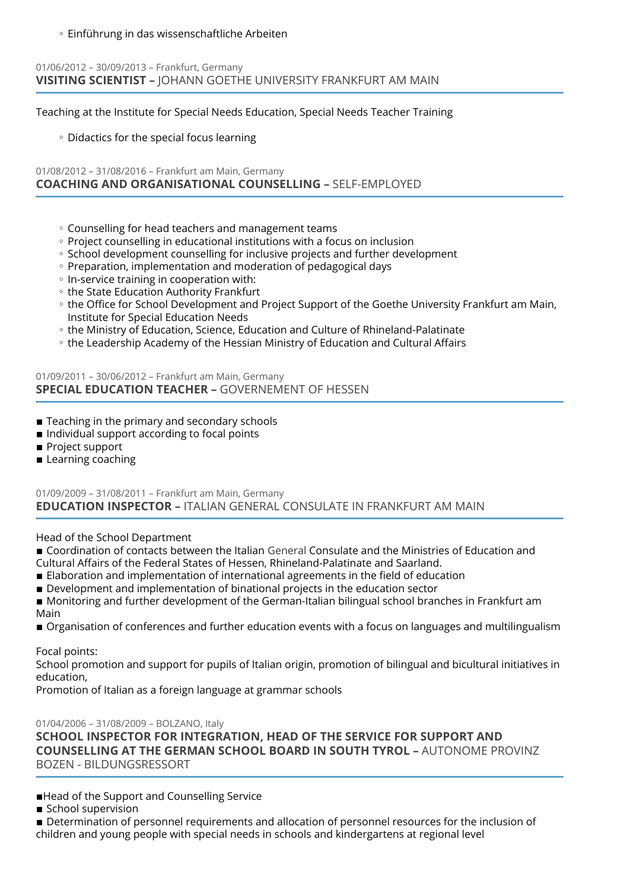- Einführung in das wissenschaftliche Arbeiten

01/06/2012 – 30/09/2013 – Frankfurt, Germany

### **VISITING SCIENTIST –** JOHANN GOETHE UNIVERSITY FRANKFURT AM MAIN

Teaching at the Institute for Special Needs Education, Special Needs Teacher Training

- Didactics for the special focus learning

01/08/2012 – 31/08/2016 – Frankfurt am Main, Germany

### **COACHING AND ORGANISATIONAL COUNSELLING –** SELF-EMPLOYED

- Counselling for head teachers and management teams
- Project counselling in educational institutions with a focus on inclusion
- School development counselling for inclusive projects and further development
- Preparation, implementation and moderation of pedagogical days
- In-service training in cooperation with:
- the State Education Authority Frankfurt
- the Office for School Development and Project Support of the Goethe University Frankfurt am Main, Institute for Special Education Needs
- the Ministry of Education, Science, Education and Culture of Rhineland-Palatinate
- the Leadership Academy of the Hessian Ministry of Education and Cultural Affairs

01/09/2011 – 30/06/2012 – Frankfurt am Main, Germany

### **SPECIAL EDUCATION TEACHER –** GOVERNEMENT OF HESSEN

- Teaching in the primary and secondary schools
- Individual support according to focal points
- Project support
- Learning coaching

01/09/2009 – 31/08/2011 – Frankfurt am Main, Germany

### **EDUCATION INSPECTOR –** ITALIAN GENERAL CONSULATE IN FRANKFURT AM MAIN

Head of the School Department

- Coordination of contacts between the Italian General Consulate and the Ministries of Education and Cultural Affairs of the Federal States of Hessen, Rhineland-Palatinate and Saarland.
- Elaboration and implementation of international agreements in the field of education
- Development and implementation of binational projects in the education sector
- Monitoring and further development of the German-Italian bilingual school branches in Frankfurt am Main
- Organisation of conferences and further education events with a focus on languages and multilingualism

Focal points:
School promotion and support for pupils of Italian origin, promotion of bilingual and bicultural initiatives in education,
Promotion of Italian as a foreign language at grammar schools

01/04/2006 – 31/08/2009 – BOLZANO, Italy

### **SCHOOL INSPECTOR FOR INTEGRATION, HEAD OF THE SERVICE FOR SUPPORT AND COUNSELLING AT THE GERMAN SCHOOL BOARD IN SOUTH TYROL –** AUTONOME PROVINZ BOZEN - BILDUNGSRESSORT

- Head of the Support and Counselling Service
- School supervision
- Determination of personnel requirements and allocation of personnel resources for the inclusion of children and young people with special needs in schools and kindergartens at regional level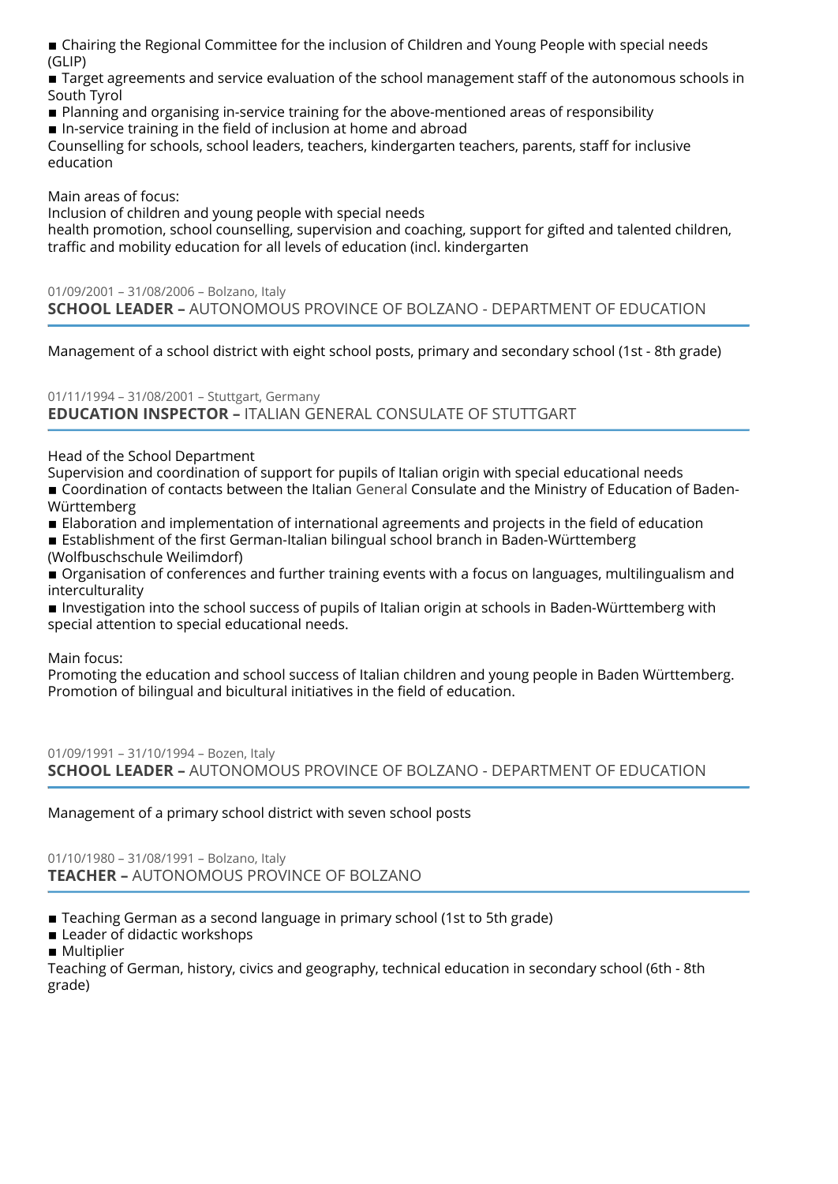- Chairing the Regional Committee for the inclusion of Children and Young People with special needs (GLIP)
- Target agreements and service evaluation of the school management staff of the autonomous schools in South Tyrol
- Planning and organising in-service training for the above-mentioned areas of responsibility
- In-service training in the field of inclusion at home and abroad

Counselling for schools, school leaders, teachers, kindergarten teachers, parents, staff for inclusive education

Main areas of focus:
Inclusion of children and young people with special needs
health promotion, school counselling, supervision and coaching, support for gifted and talented children, traffic and mobility education for all levels of education (incl. kindergarten

01/09/2001 – 31/08/2006 – Bolzano, Italy

### **SCHOOL LEADER –** AUTONOMOUS PROVINCE OF BOLZANO - DEPARTMENT OF EDUCATION

Management of a school district with eight school posts, primary and secondary school (1st - 8th grade)

01/11/1994 – 31/08/2001 – Stuttgart, Germany

### **EDUCATION INSPECTOR –** ITALIAN GENERAL CONSULATE OF STUTTGART

Head of the School Department
Supervision and coordination of support for pupils of Italian origin with special educational needs

- Coordination of contacts between the Italian General Consulate and the Ministry of Education of Baden-Württemberg
- Elaboration and implementation of international agreements and projects in the field of education
- Establishment of the first German-Italian bilingual school branch in Baden-Württemberg (Wolfbuschschule Weilimdorf)
- Organisation of conferences and further training events with a focus on languages, multilingualism and interculturality
- Investigation into the school success of pupils of Italian origin at schools in Baden-Württemberg with special attention to special educational needs.

Main focus:
Promoting the education and school success of Italian children and young people in Baden Württemberg.
Promotion of bilingual and bicultural initiatives in the field of education.

01/09/1991 – 31/10/1994 – Bozen, Italy

### **SCHOOL LEADER –** AUTONOMOUS PROVINCE OF BOLZANO - DEPARTMENT OF EDUCATION

Management of a primary school district with seven school posts

01/10/1980 – 31/08/1991 – Bolzano, Italy

### **TEACHER –** AUTONOMOUS PROVINCE OF BOLZANO

- Teaching German as a second language in primary school (1st to 5th grade)
- Leader of didactic workshops
- Multiplier

Teaching of German, history, civics and geography, technical education in secondary school (6th - 8th grade)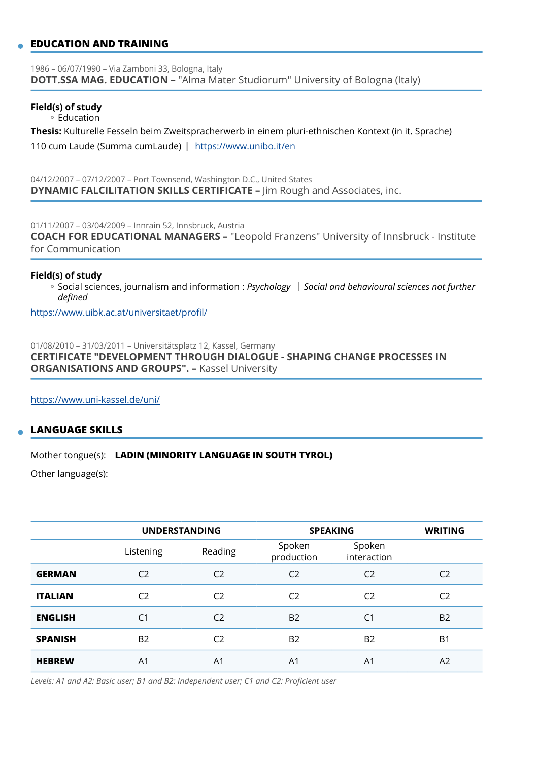## EDUCATION AND TRAINING

1986 – 06/07/1990 – Via Zamboni 33, Bologna, Italy
**DOTT.SSA MAG. EDUCATION –** "Alma Mater Studiorum" University of Bologna (Italy)

**Field(s) of study**

- Education

**Thesis:** Kulturelle Fesseln beim Zweitspracherwerb in einem pluri-ethnischen Kontext (in it. Sprache)

110 cum Laude (Summa cumLaude) | https://www.unibo.it/en

04/12/2007 – 07/12/2007 – Port Townsend, Washington D.C., United States
**DYNAMIC FALCILITATION SKILLS CERTIFICATE –** Jim Rough and Associates, inc.

01/11/2007 – 03/04/2009 – Innrain 52, Innsbruck, Austria
**COACH FOR EDUCATIONAL MANAGERS –** "Leopold Franzens" University of Innsbruck - Institute for Communication

**Field(s) of study**

- Social sciences, journalism and information : *Psychology* | *Social and behavioural sciences not further defined*

https://www.uibk.ac.at/universitaet/profil/

01/08/2010 – 31/03/2011 – Universitätsplatz 12, Kassel, Germany
**CERTIFICATE "DEVELOPMENT THROUGH DIALOGUE - SHAPING CHANGE PROCESSES IN ORGANISATIONS AND GROUPS". –** Kassel University

https://www.uni-kassel.de/uni/

## LANGUAGE SKILLS

Mother tongue(s): **LADIN (MINORITY LANGUAGE IN SOUTH TYROL)**

Other language(s):

| | UNDERSTANDING | | SPEAKING | | WRITING |
|---|---|---|---|---|---|
| | Listening | Reading | Spoken production | Spoken interaction | |
| **GERMAN** | C2 | C2 | C2 | C2 | C2 |
| **ITALIAN** | C2 | C2 | C2 | C2 | C2 |
| **ENGLISH** | C1 | C2 | B2 | C1 | B2 |
| **SPANISH** | B2 | C2 | B2 | B2 | B1 |
| **HEBREW** | A1 | A1 | A1 | A1 | A2 |

*Levels: A1 and A2: Basic user; B1 and B2: Independent user; C1 and C2: Proficient user*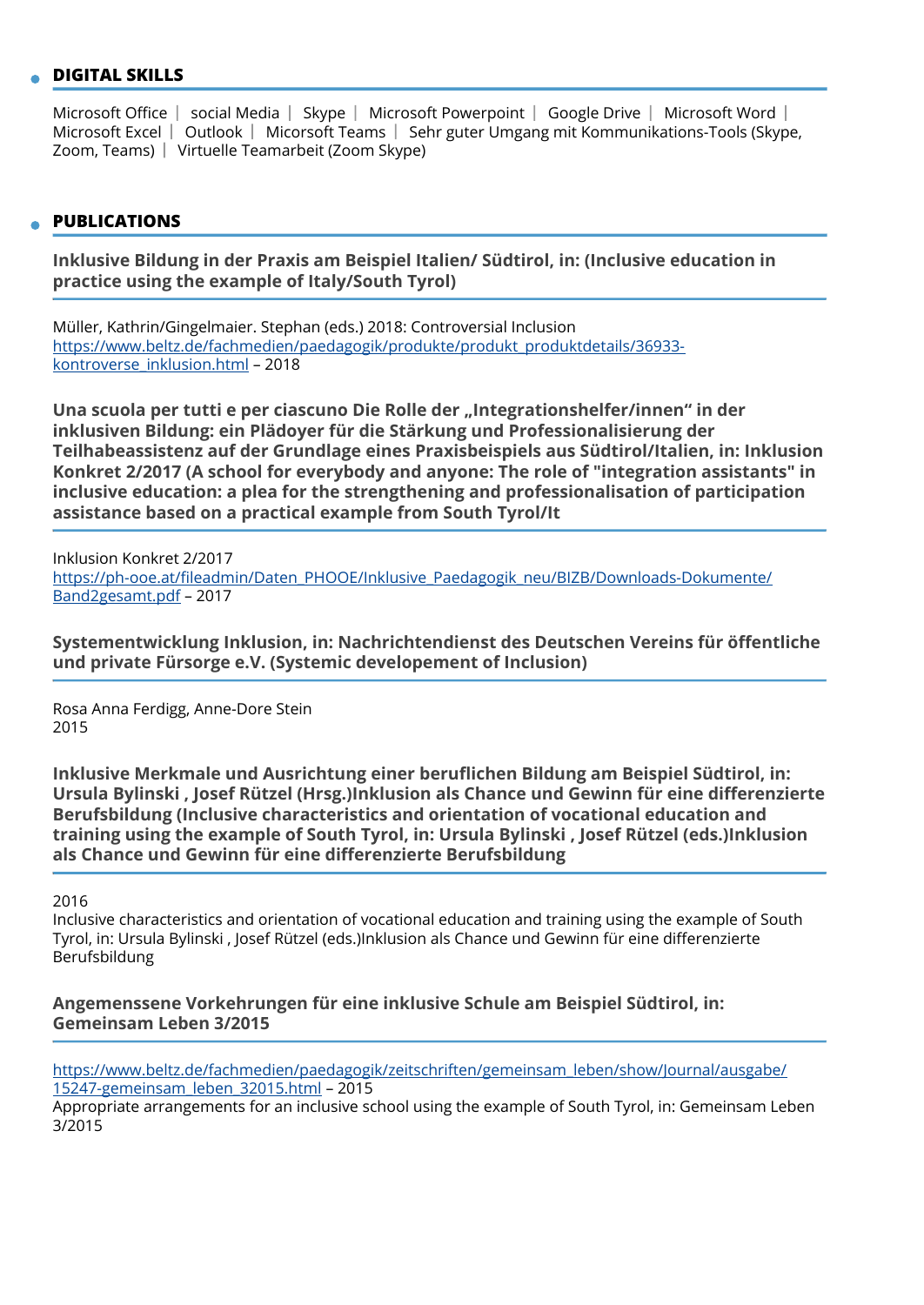## DIGITAL SKILLS

Microsoft Office | social Media | Skype | Microsoft Powerpoint | Google Drive | Microsoft Word | Microsoft Excel | Outlook | Micorsoft Teams | Sehr guter Umgang mit Kommunikations-Tools (Skype, Zoom, Teams) | Virtuelle Teamarbeit (Zoom Skype)

## PUBLICATIONS

### Inklusive Bildung in der Praxis am Beispiel Italien/ Südtirol, in: (Inclusive education in practice using the example of Italy/South Tyrol)

Müller, Kathrin/Gingelmaier. Stephan (eds.) 2018: Controversial Inclusion
https://www.beltz.de/fachmedien/paedagogik/produkte/produkt_produktdetails/36933-kontroverse_inklusion.html – 2018

### Una scuola per tutti e per ciascuno Die Rolle der „Integrationshelfer/innen“ in der inklusiven Bildung: ein Plädoyer für die Stärkung und Professionalisierung der Teilhabeassistenz auf der Grundlage eines Praxisbeispiels aus Südtirol/Italien, in: Inklusion Konkret 2/2017 (A school for everybody and anyone: The role of "integration assistants" in inclusive education: a plea for the strengthening and professionalisation of participation assistance based on a practical example from South Tyrol/It

Inklusion Konkret 2/2017
https://ph-ooe.at/fileadmin/Daten_PHOOE/Inklusive_Paedagogik_neu/BIZB/Downloads-Dokumente/Band2gesamt.pdf – 2017

### Systementwicklung Inklusion, in: Nachrichtendienst des Deutschen Vereins für öffentliche und private Fürsorge e.V. (Systemic developement of Inclusion)

Rosa Anna Ferdigg, Anne-Dore Stein
2015

### Inklusive Merkmale und Ausrichtung einer beruflichen Bildung am Beispiel Südtirol, in: Ursula Bylinski , Josef Rützel (Hrsg.)Inklusion als Chance und Gewinn für eine differenzierte Berufsbildung (Inclusive characteristics and orientation of vocational education and training using the example of South Tyrol, in: Ursula Bylinski , Josef Rützel (eds.)Inklusion als Chance und Gewinn für eine differenzierte Berufsbildung

2016
Inclusive characteristics and orientation of vocational education and training using the example of South Tyrol, in: Ursula Bylinski , Josef Rützel (eds.)Inklusion als Chance und Gewinn für eine differenzierte Berufsbildung

### Angemenssene Vorkehrungen für eine inklusive Schule am Beispiel Südtirol, in: Gemeinsam Leben 3/2015

https://www.beltz.de/fachmedien/paedagogik/zeitschriften/gemeinsam_leben/show/Journal/ausgabe/15247-gemeinsam_leben_32015.html – 2015
Appropriate arrangements for an inclusive school using the example of South Tyrol, in: Gemeinsam Leben 3/2015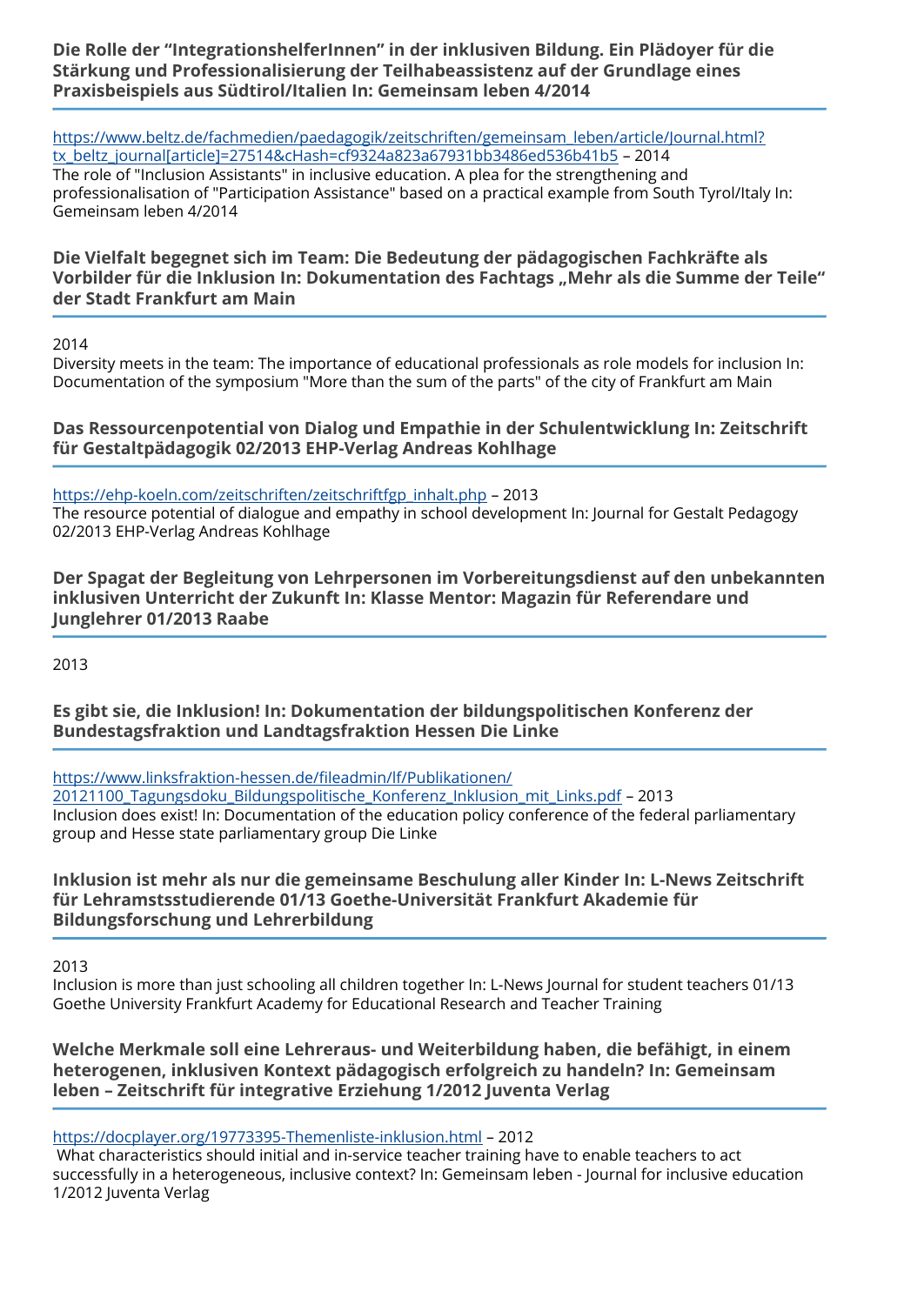### Die Rolle der "IntegrationshelferInnen" in der inklusiven Bildung. Ein Plädoyer für die Stärkung und Professionalisierung der Teilhabeassistenz auf der Grundlage eines Praxisbeispiels aus Südtirol/Italien In: Gemeinsam leben 4/2014

https://www.beltz.de/fachmedien/paedagogik/zeitschriften/gemeinsam_leben/article/Journal.html?tx_beltz_journal[article]=27514&cHash=cf9324a823a67931bb3486ed536b41b5 – 2014
The role of "Inclusion Assistants" in inclusive education. A plea for the strengthening and professionalisation of "Participation Assistance" based on a practical example from South Tyrol/Italy In: Gemeinsam leben 4/2014

### Die Vielfalt begegnet sich im Team: Die Bedeutung der pädagogischen Fachkräfte als Vorbilder für die Inklusion In: Dokumentation des Fachtags „Mehr als die Summe der Teile" der Stadt Frankfurt am Main

2014
Diversity meets in the team: The importance of educational professionals as role models for inclusion In: Documentation of the symposium "More than the sum of the parts" of the city of Frankfurt am Main

### Das Ressourcenpotential von Dialog und Empathie in der Schulentwicklung In: Zeitschrift für Gestaltpädagogik 02/2013 EHP-Verlag Andreas Kohlhage

https://ehp-koeln.com/zeitschriften/zeitschriftfgp_inhalt.php – 2013
The resource potential of dialogue and empathy in school development In: Journal for Gestalt Pedagogy 02/2013 EHP-Verlag Andreas Kohlhage

### Der Spagat der Begleitung von Lehrpersonen im Vorbereitungsdienst auf den unbekannten inklusiven Unterricht der Zukunft In: Klasse Mentor: Magazin für Referendare und Junglehrer 01/2013 Raabe

2013

### Es gibt sie, die Inklusion! In: Dokumentation der bildungspolitischen Konferenz der Bundestagsfraktion und Landtagsfraktion Hessen Die Linke

https://www.linksfraktion-hessen.de/fileadmin/lf/Publikationen/20121100_Tagungsdoku_Bildungspolitische_Konferenz_Inklusion_mit_Links.pdf – 2013
Inclusion does exist! In: Documentation of the education policy conference of the federal parliamentary group and Hesse state parliamentary group Die Linke

### Inklusion ist mehr als nur die gemeinsame Beschulung aller Kinder In: L-News Zeitschrift für Lehramtsstudierende 01/13 Goethe-Universität Frankfurt Akademie für Bildungsforschung und Lehrerbildung

2013
Inclusion is more than just schooling all children together In: L-News Journal for student teachers 01/13 Goethe University Frankfurt Academy for Educational Research and Teacher Training

### Welche Merkmale soll eine Lehreraus- und Weiterbildung haben, die befähigt, in einem heterogenen, inklusiven Kontext pädagogisch erfolgreich zu handeln? In: Gemeinsam leben – Zeitschrift für integrative Erziehung 1/2012 Juventa Verlag

https://docplayer.org/19773395-Themenliste-inklusion.html – 2012
What characteristics should initial and in-service teacher training have to enable teachers to act successfully in a heterogeneous, inclusive context? In: Gemeinsam leben - Journal for inclusive education 1/2012 Juventa Verlag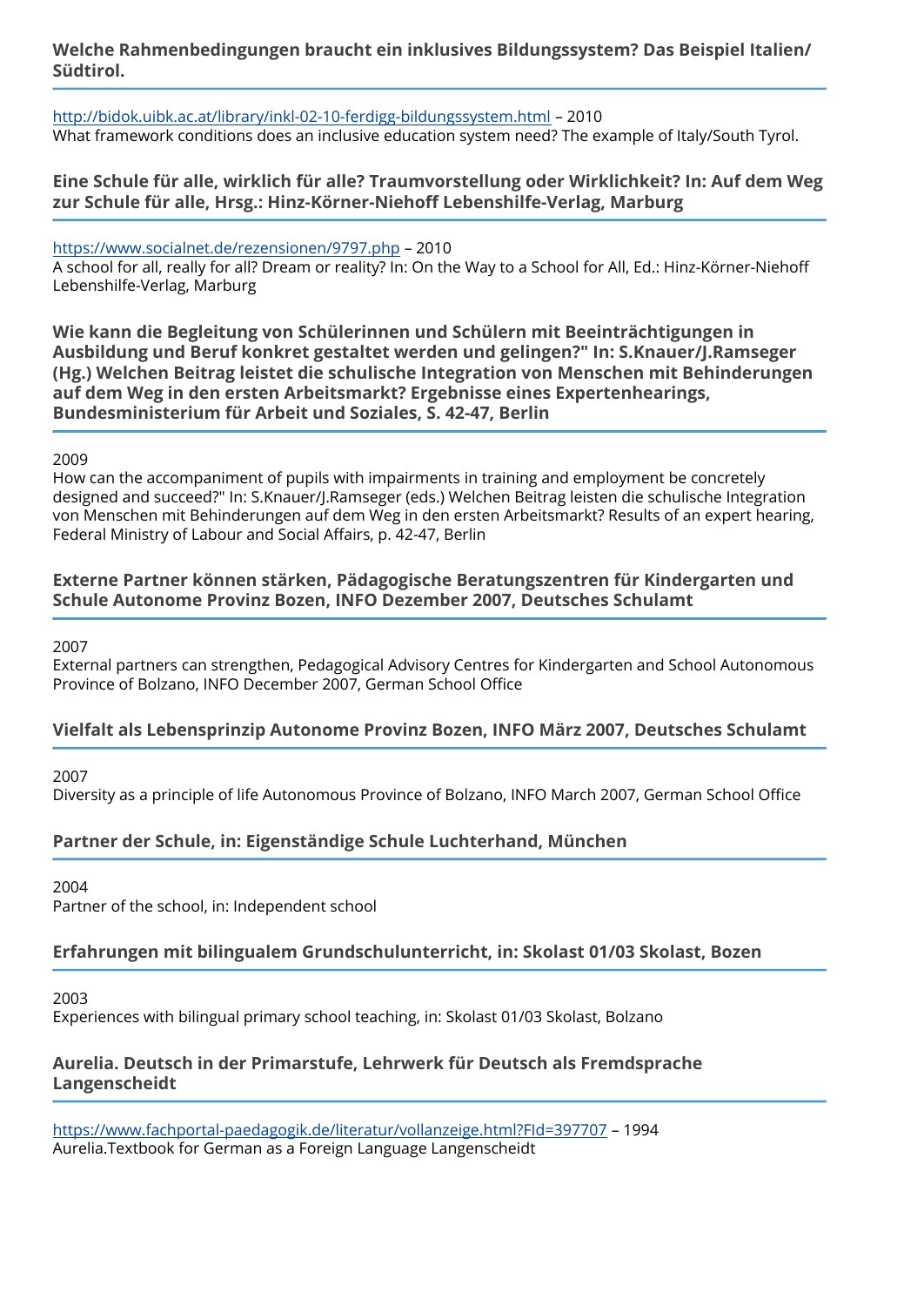### Welche Rahmenbedingungen braucht ein inklusives Bildungssystem? Das Beispiel Italien/ Südtirol.

http://bidok.uibk.ac.at/library/inkl-02-10-ferdigg-bildungssystem.html – 2010
What framework conditions does an inclusive education system need? The example of Italy/South Tyrol.

### Eine Schule für alle, wirklich für alle? Traumvorstellung oder Wirklichkeit? In: Auf dem Weg zur Schule für alle, Hrsg.: Hinz-Körner-Niehoff Lebenshilfe-Verlag, Marburg

https://www.socialnet.de/rezensionen/9797.php – 2010
A school for all, really for all? Dream or reality? In: On the Way to a School for All, Ed.: Hinz-Körner-Niehoff Lebenshilfe-Verlag, Marburg

### Wie kann die Begleitung von Schülerinnen und Schülern mit Beeinträchtigungen in Ausbildung und Beruf konkret gestaltet werden und gelingen?" In: S.Knauer/J.Ramseger (Hg.) Welchen Beitrag leistet die schulische Integration von Menschen mit Behinderungen auf dem Weg in den ersten Arbeitsmarkt? Ergebnisse eines Expertenhearings, Bundesministerium für Arbeit und Soziales, S. 42-47, Berlin

2009
How can the accompaniment of pupils with impairments in training and employment be concretely designed and succeed?" In: S.Knauer/J.Ramseger (eds.) Welchen Beitrag leisten die schulische Integration von Menschen mit Behinderungen auf dem Weg in den ersten Arbeitsmarkt? Results of an expert hearing, Federal Ministry of Labour and Social Affairs, p. 42-47, Berlin

### Externe Partner können stärken, Pädagogische Beratungszentren für Kindergarten und Schule Autonome Provinz Bozen, INFO Dezember 2007, Deutsches Schulamt

2007
External partners can strengthen, Pedagogical Advisory Centres for Kindergarten and School Autonomous Province of Bolzano, INFO December 2007, German School Office

### Vielfalt als Lebensprinzip Autonome Provinz Bozen, INFO März 2007, Deutsches Schulamt

2007
Diversity as a principle of life Autonomous Province of Bolzano, INFO March 2007, German School Office

### Partner der Schule, in: Eigenständige Schule Luchterhand, München

2004
Partner of the school, in: Independent school

### Erfahrungen mit bilingualem Grundschulunterricht, in: Skolast 01/03 Skolast, Bozen

2003
Experiences with bilingual primary school teaching, in: Skolast 01/03 Skolast, Bolzano

### Aurelia. Deutsch in der Primarstufe, Lehrwerk für Deutsch als Fremdsprache Langenscheidt

https://www.fachportal-paedagogik.de/literatur/vollanzeige.html?FId=397707 – 1994
Aurelia.Textbook for German as a Foreign Language Langenscheidt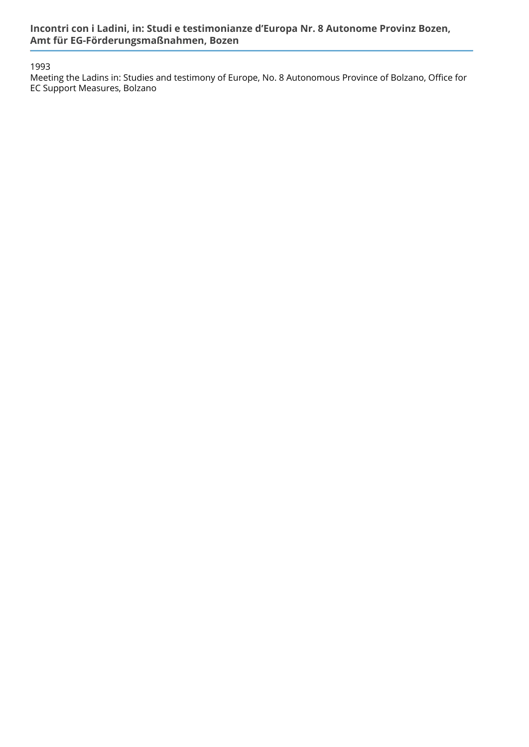### Incontri con i Ladini, in: Studi e testimonianze d'Europa Nr. 8 Autonome Provinz Bozen, Amt für EG-Förderungsmaßnahmen, Bozen

1993
Meeting the Ladins in: Studies and testimony of Europe, No. 8 Autonomous Province of Bolzano, Office for EC Support Measures, Bolzano